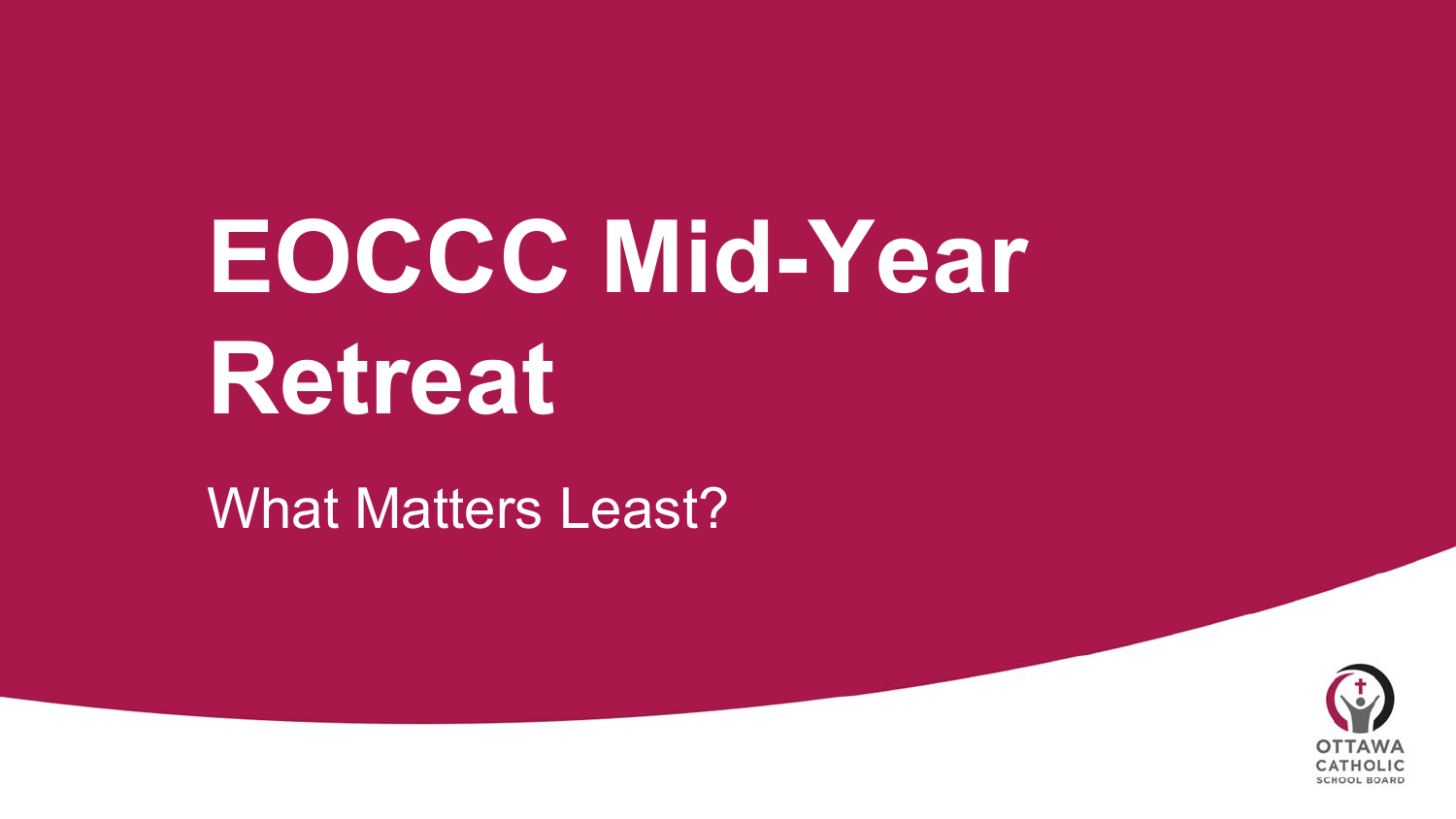# EOCCC Mid-Year Retreat

What Matters Least?

OTTAWA CATHOLIC SCHOOL BOARD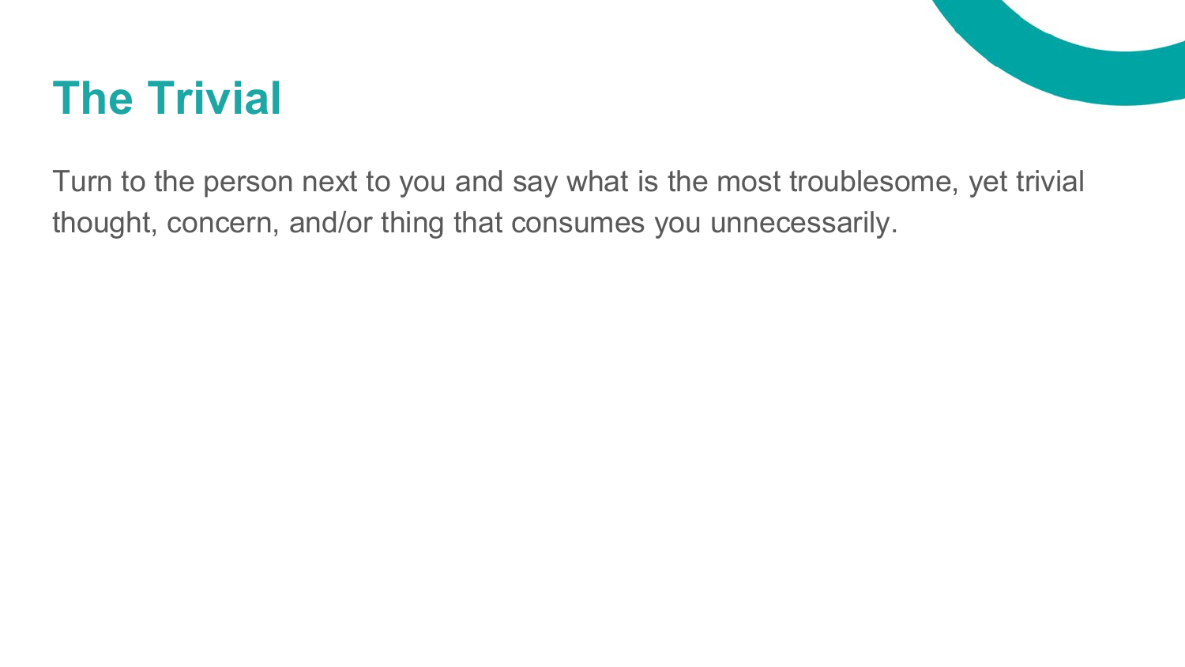# The Trivial

Turn to the person next to you and say what is the most troublesome, yet trivial thought, concern, and/or thing that consumes you unnecessarily.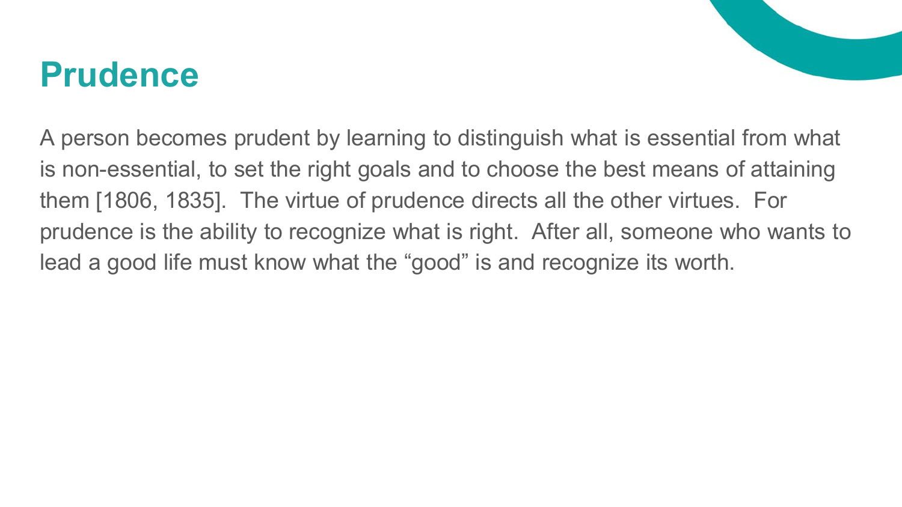# Prudence

A person becomes prudent by learning to distinguish what is essential from what is non-essential, to set the right goals and to choose the best means of attaining them [1806, 1835]. The virtue of prudence directs all the other virtues. For prudence is the ability to recognize what is right. After all, someone who wants to lead a good life must know what the "good" is and recognize its worth.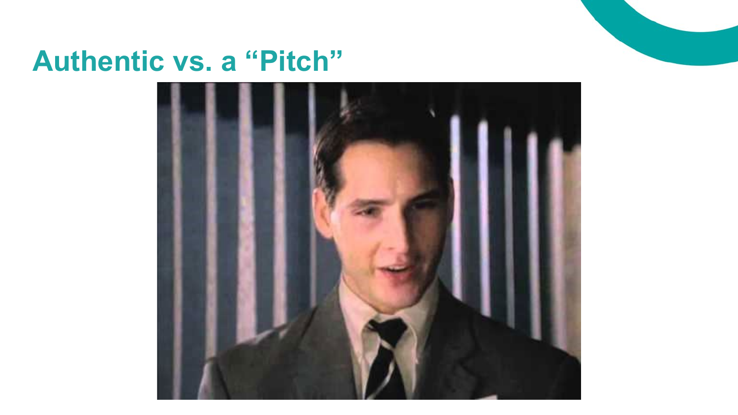# Authentic vs. a "Pitch"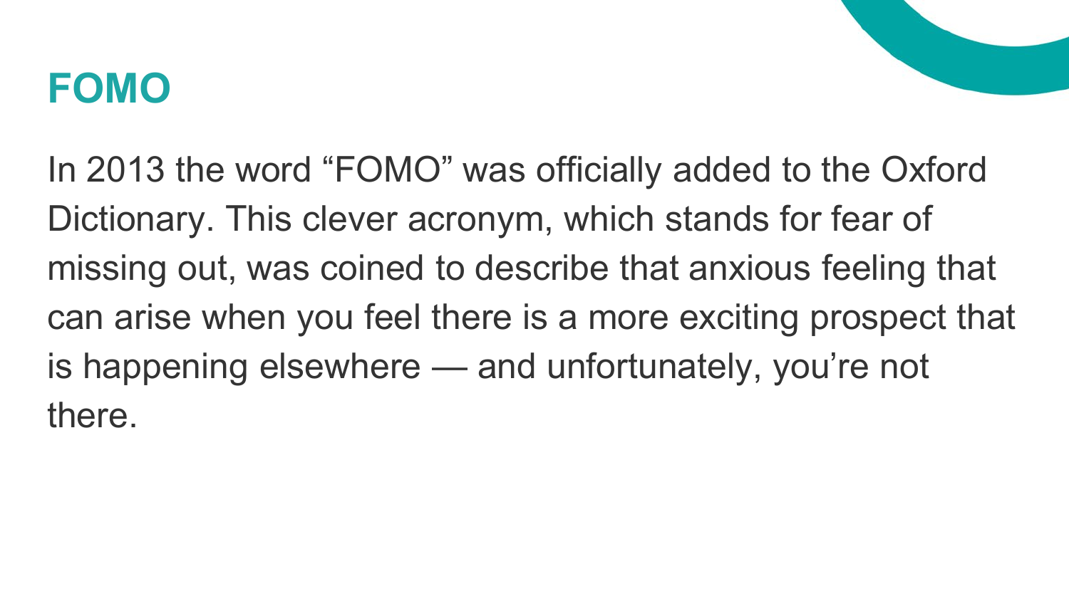# FOMO

In 2013 the word “FOMO” was officially added to the Oxford Dictionary. This clever acronym, which stands for fear of missing out, was coined to describe that anxious feeling that can arise when you feel there is a more exciting prospect that is happening elsewhere — and unfortunately, you’re not there.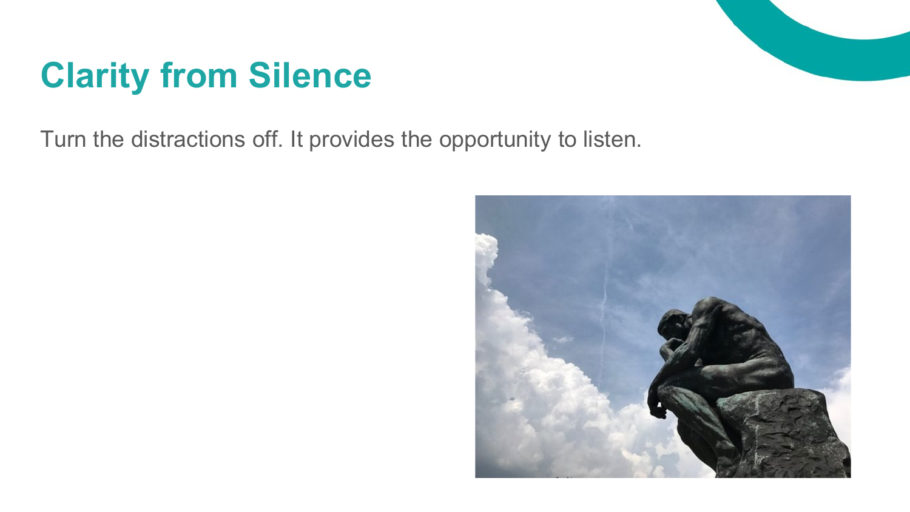# Clarity from Silence

Turn the distractions off. It provides the opportunity to listen.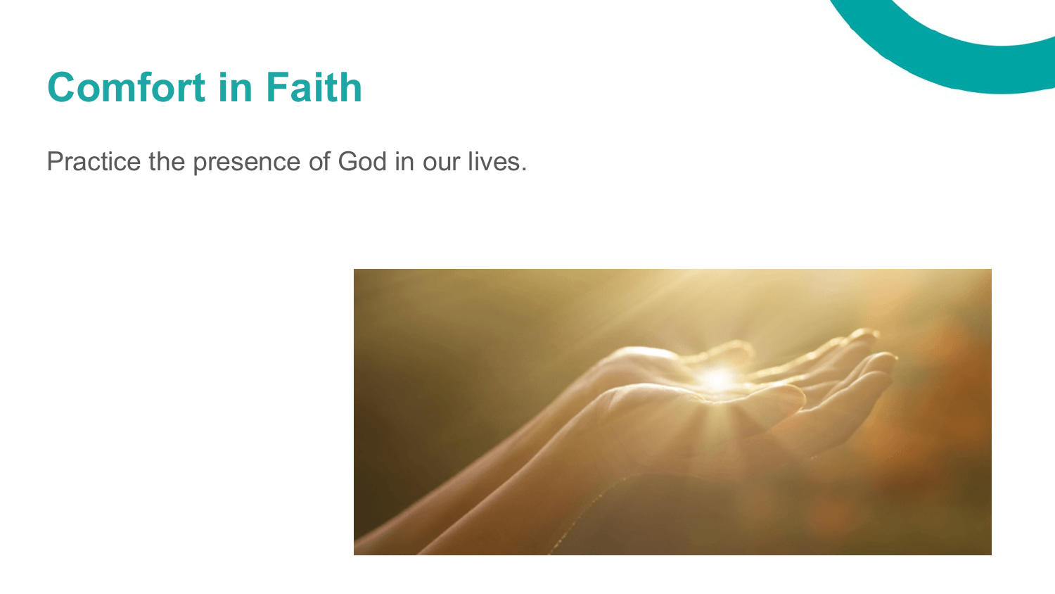# Comfort in Faith

Practice the presence of God in our lives.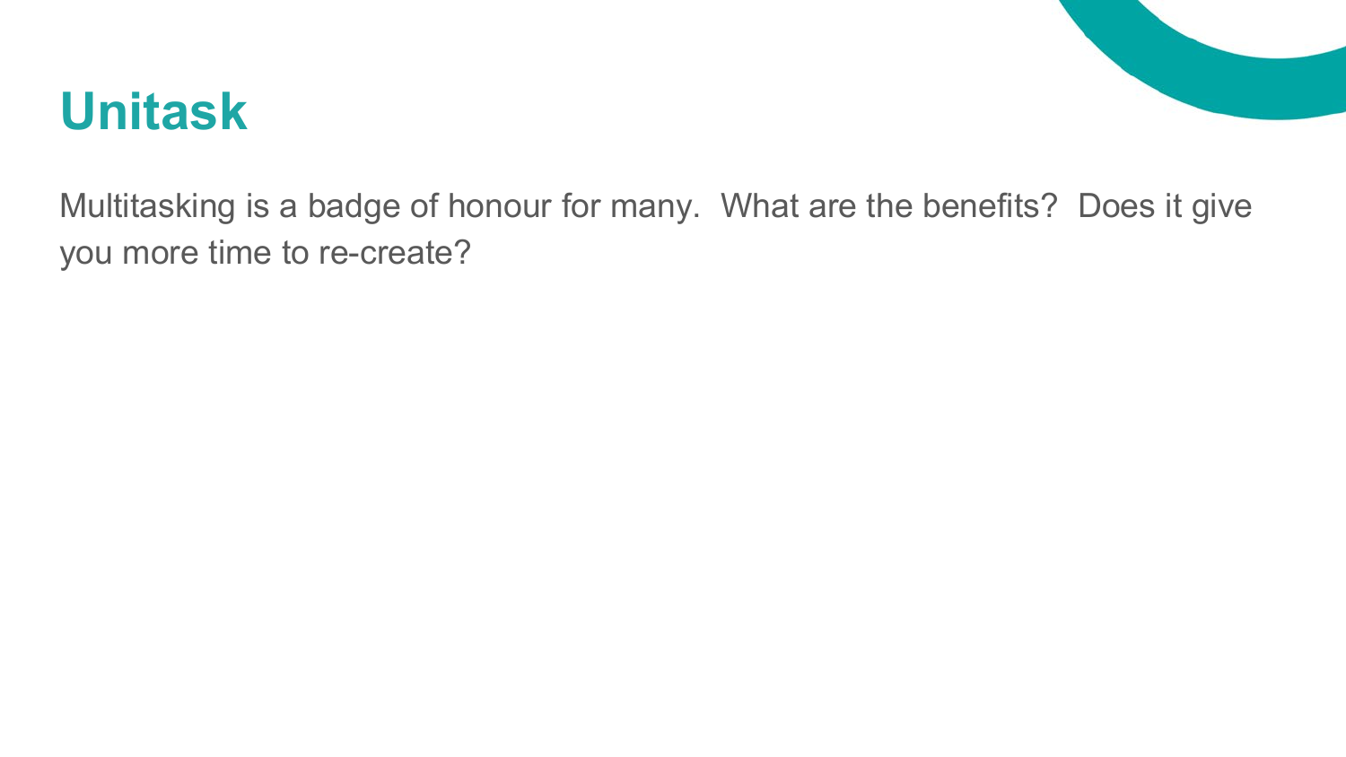# Unitask

Multitasking is a badge of honour for many.  What are the benefits?  Does it give you more time to re-create?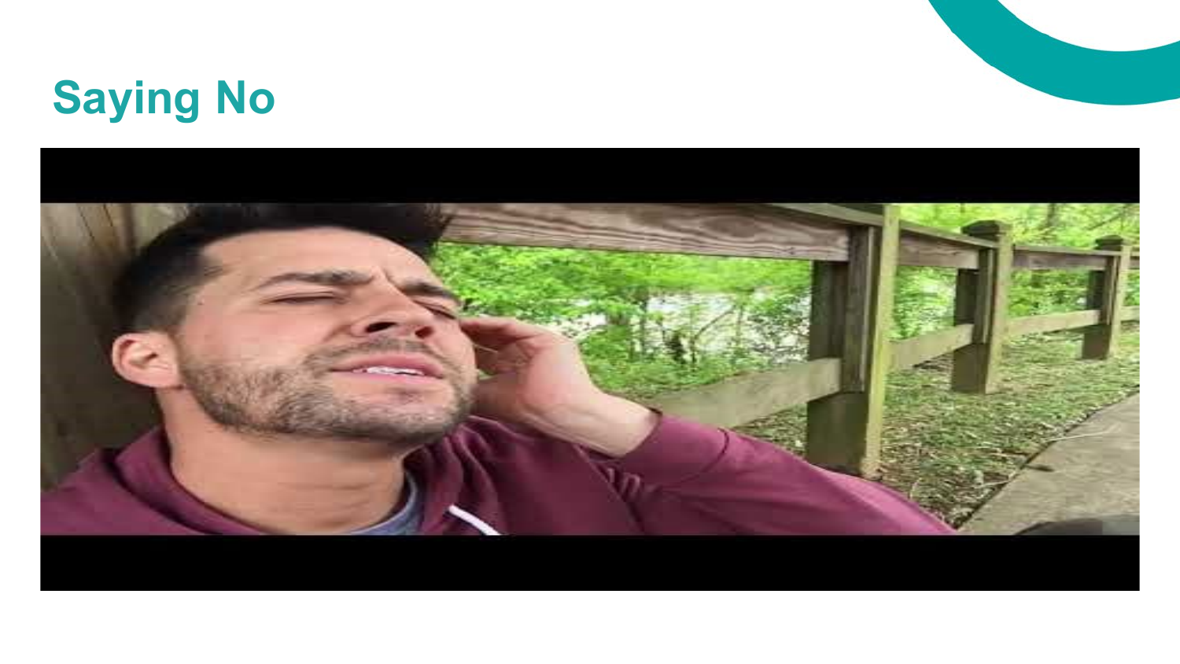# Saying No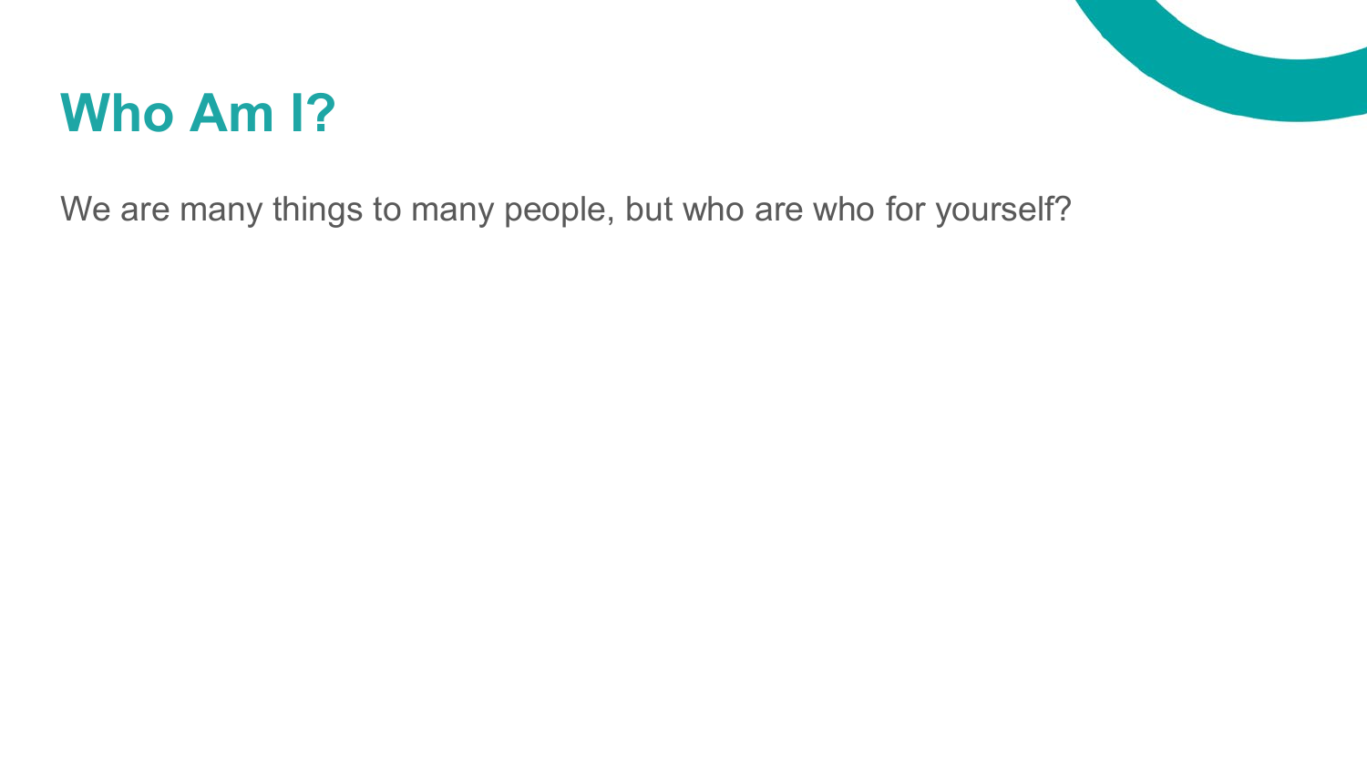# Who Am I?

We are many things to many people, but who are who for yourself?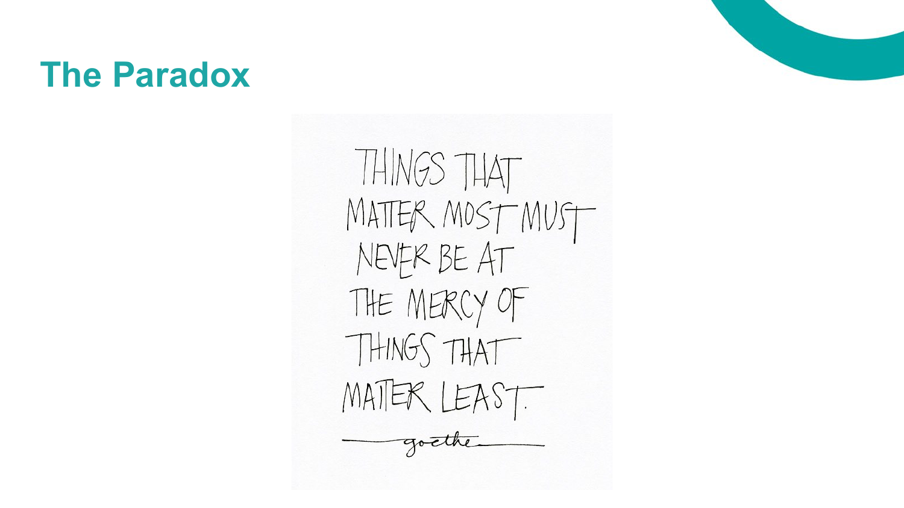# The Paradox

THINGS THAT MATTER MOST MUST NEVER BE AT THE MERCY OF THINGS THAT MATTER LEAST.

— goethe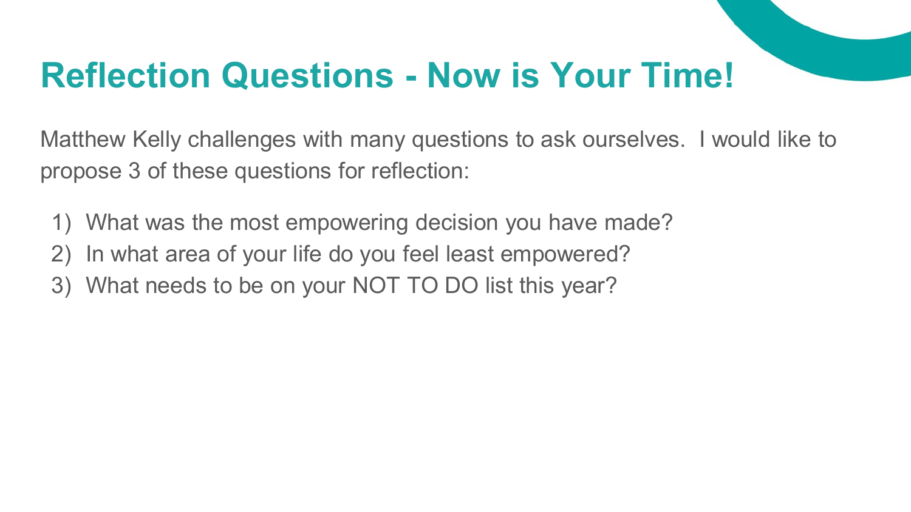# Reflection Questions - Now is Your Time!

Matthew Kelly challenges with many questions to ask ourselves.  I would like to propose 3 of these questions for reflection:

1) What was the most empowering decision you have made?
2) In what area of your life do you feel least empowered?
3) What needs to be on your NOT TO DO list this year?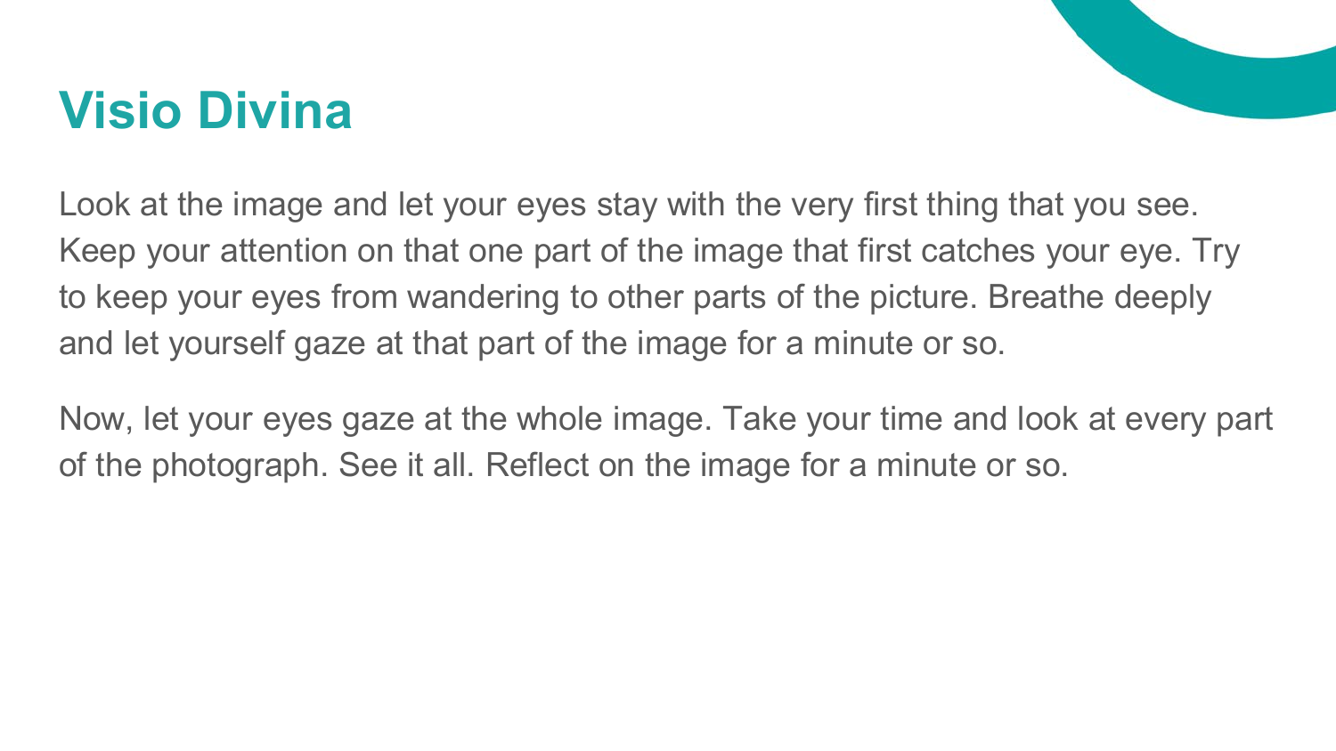# Visio Divina

Look at the image and let your eyes stay with the very first thing that you see. Keep your attention on that one part of the image that first catches your eye. Try to keep your eyes from wandering to other parts of the picture. Breathe deeply and let yourself gaze at that part of the image for a minute or so.

Now, let your eyes gaze at the whole image. Take your time and look at every part of the photograph. See it all. Reflect on the image for a minute or so.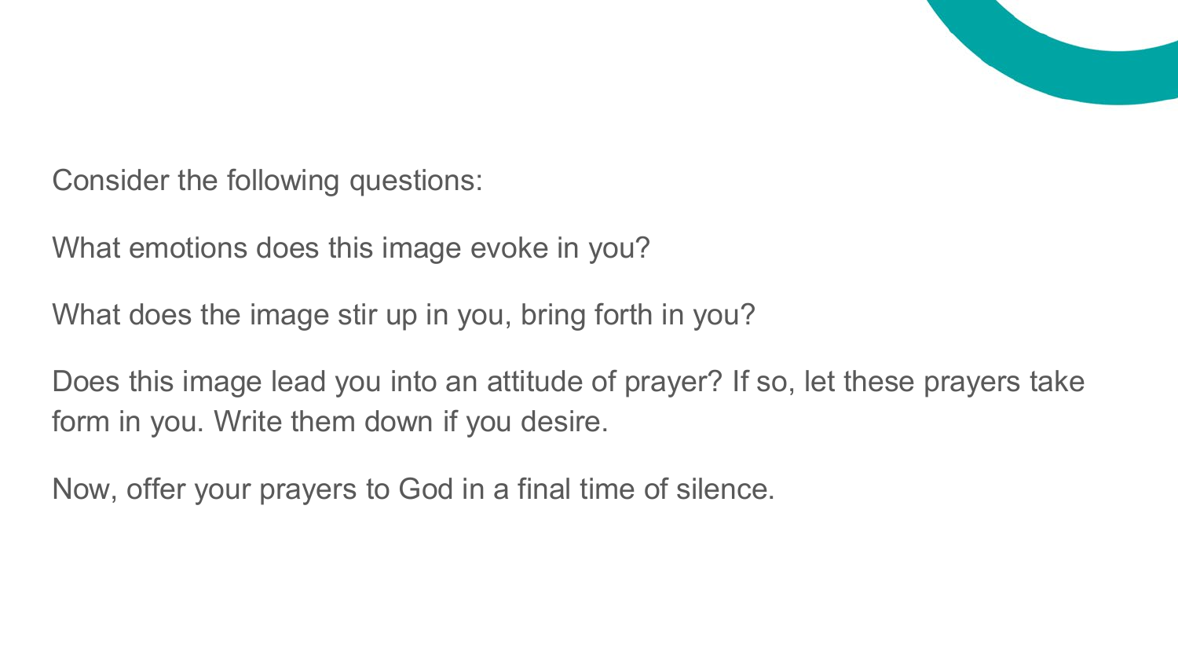Consider the following questions:

What emotions does this image evoke in you?

What does the image stir up in you, bring forth in you?

Does this image lead you into an attitude of prayer? If so, let these prayers take form in you. Write them down if you desire.

Now, offer your prayers to God in a final time of silence.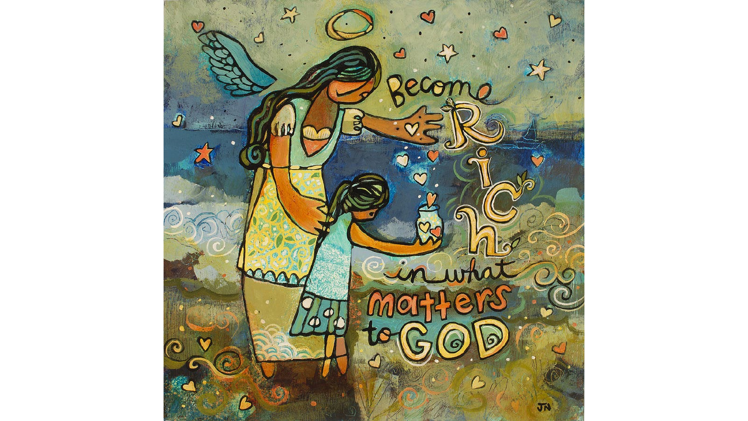Become Rich in what matters to GOD